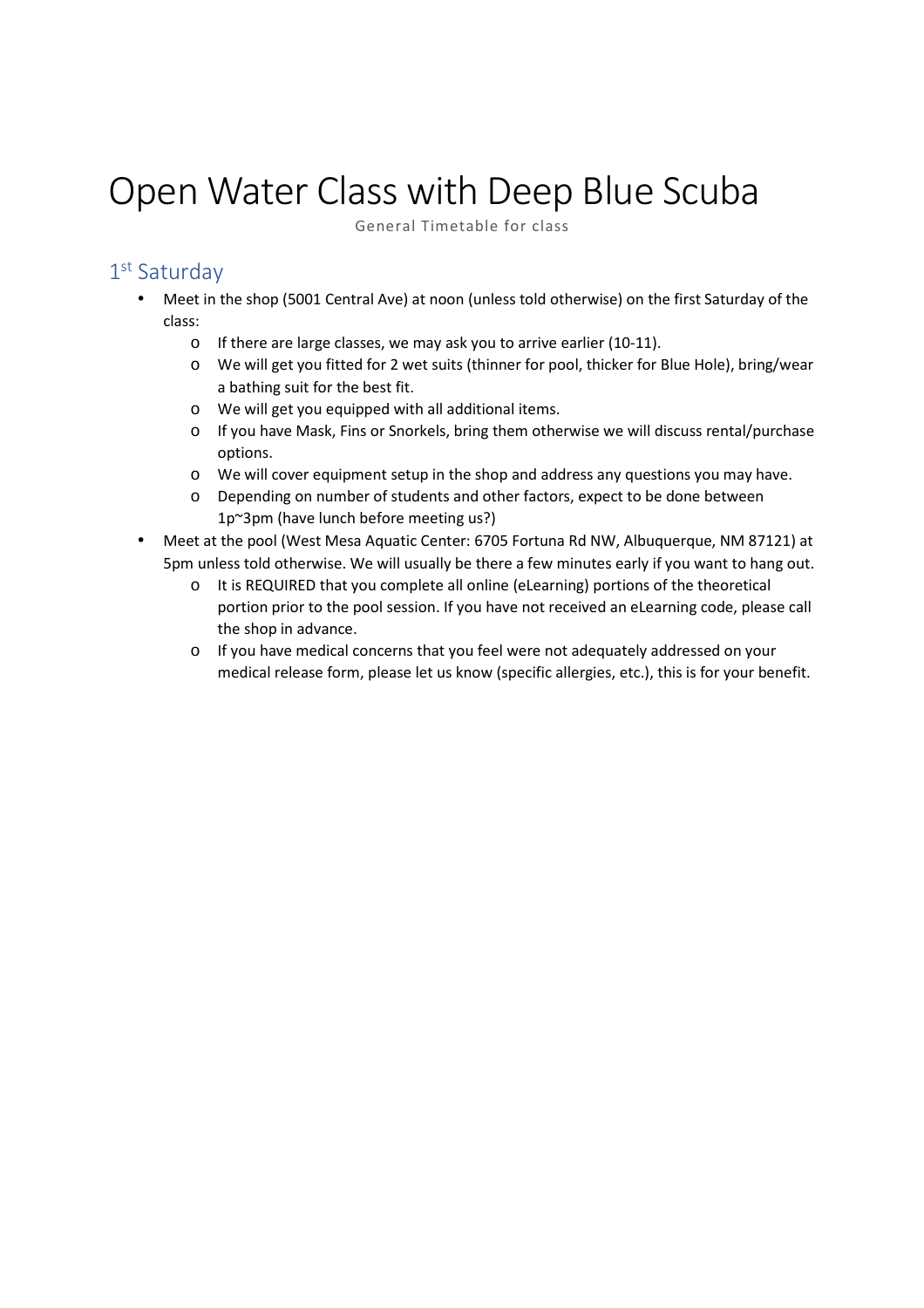# Open Water Class with Deep Blue Scuba

General Timetable for class

## 1st Saturday

- Meet in the shop (5001 Central Ave) at noon (unless told otherwise) on the first Saturday of the class:
  - If there are large classes, we may ask you to arrive earlier (10-11).
  - We will get you fitted for 2 wet suits (thinner for pool, thicker for Blue Hole), bring/wear a bathing suit for the best fit.
  - We will get you equipped with all additional items.
  - If you have Mask, Fins or Snorkels, bring them otherwise we will discuss rental/purchase options.
  - We will cover equipment setup in the shop and address any questions you may have.
  - Depending on number of students and other factors, expect to be done between 1p~3pm (have lunch before meeting us?)
- Meet at the pool (West Mesa Aquatic Center: 6705 Fortuna Rd NW, Albuquerque, NM 87121) at 5pm unless told otherwise. We will usually be there a few minutes early if you want to hang out.
  - It is REQUIRED that you complete all online (eLearning) portions of the theoretical portion prior to the pool session. If you have not received an eLearning code, please call the shop in advance.
  - If you have medical concerns that you feel were not adequately addressed on your medical release form, please let us know (specific allergies, etc.), this is for your benefit.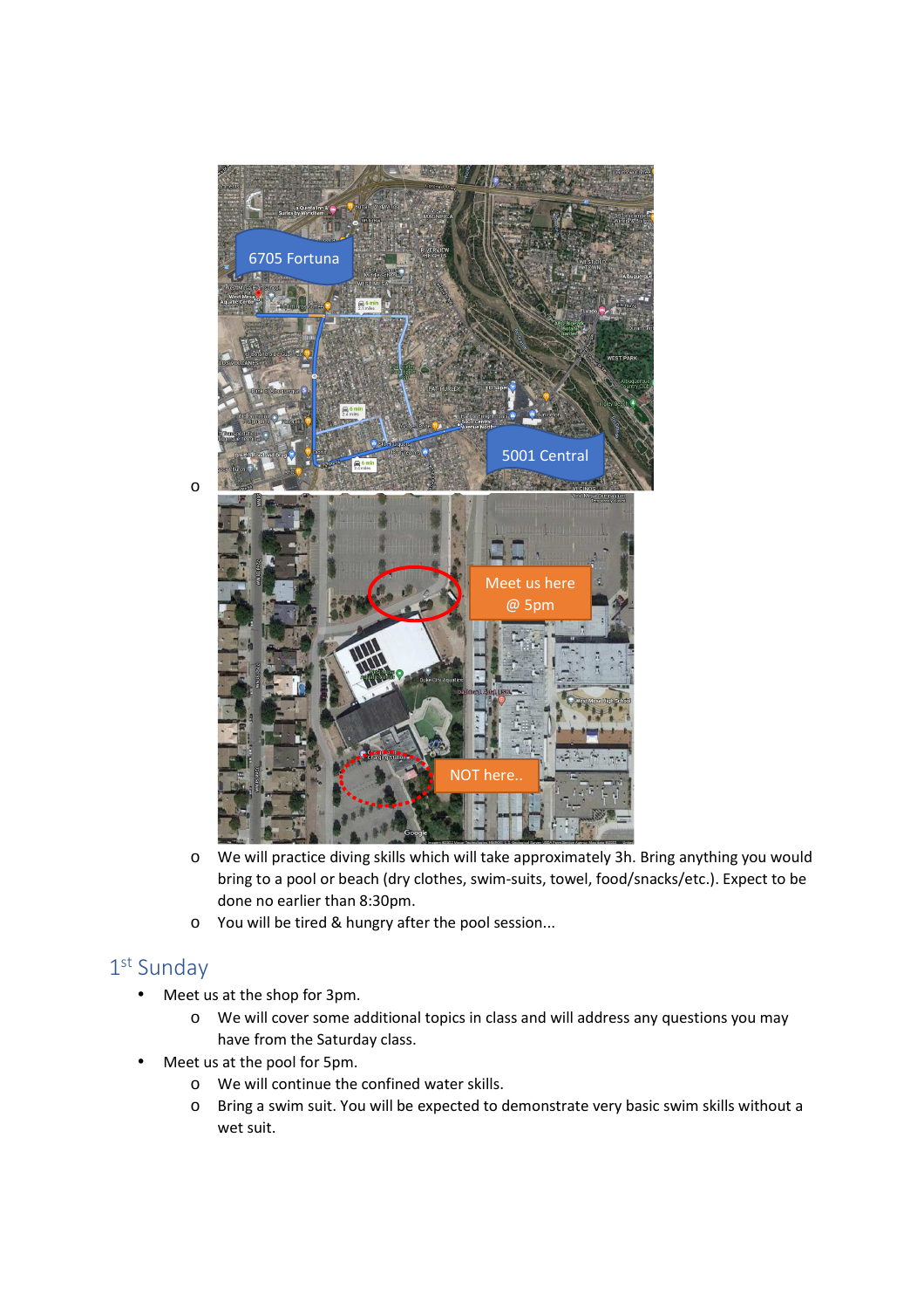- o
  - We will practice diving skills which will take approximately 3h. Bring anything you would bring to a pool or beach (dry clothes, swim-suits, towel, food/snacks/etc.). Expect to be done no earlier than 8:30pm.
  - You will be tired & hungry after the pool session...

## 1st Sunday

- Meet us at the shop for 3pm.
  - We will cover some additional topics in class and will address any questions you may have from the Saturday class.
- Meet us at the pool for 5pm.
  - We will continue the confined water skills.
  - Bring a swim suit. You will be expected to demonstrate very basic swim skills without a wet suit.